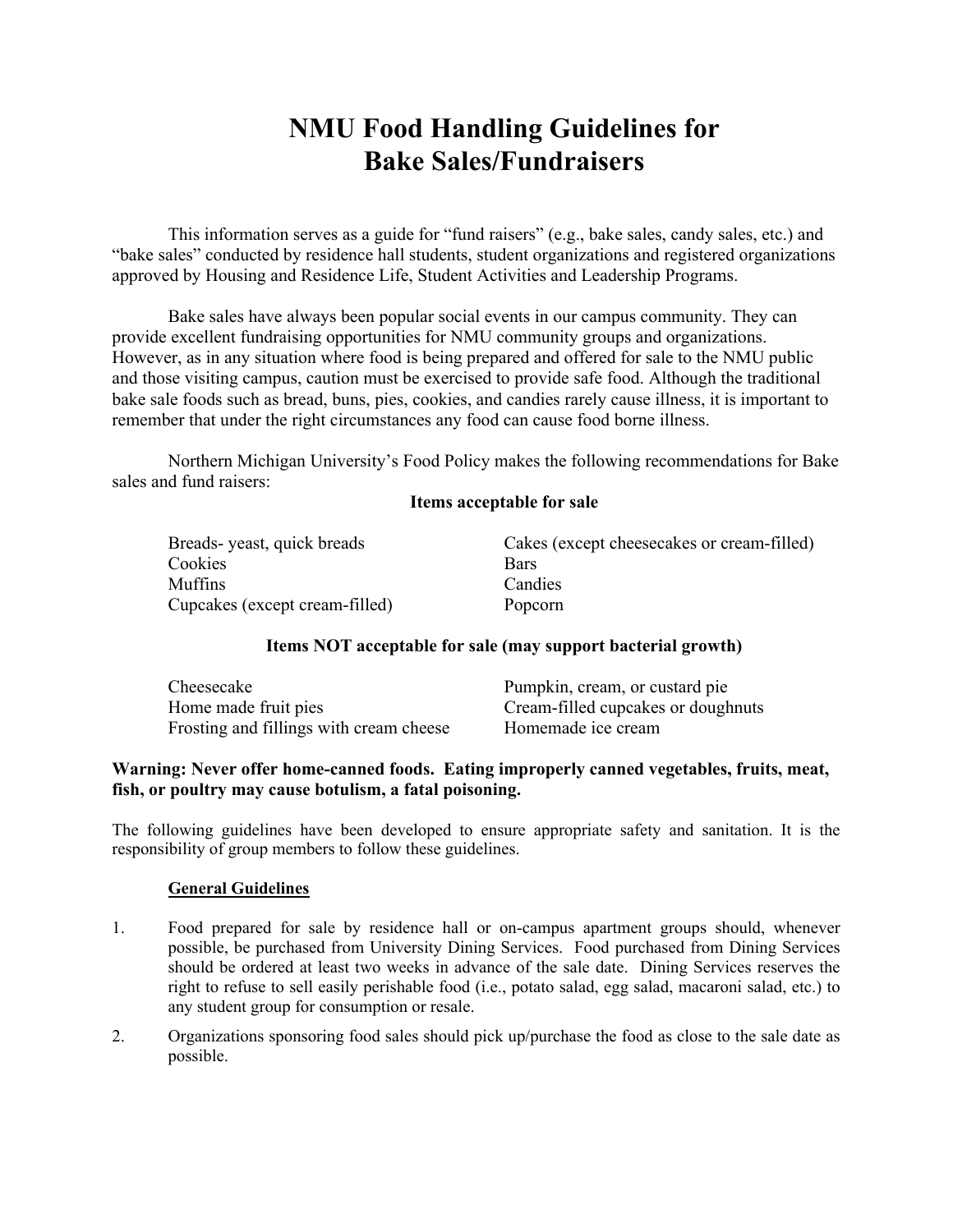# NMU Food Handling Guidelines for Bake Sales/Fundraisers

This information serves as a guide for "fund raisers" (e.g., bake sales, candy sales, etc.) and "bake sales" conducted by residence hall students, student organizations and registered organizations approved by Housing and Residence Life, Student Activities and Leadership Programs.

Bake sales have always been popular social events in our campus community. They can provide excellent fundraising opportunities for NMU community groups and organizations. However, as in any situation where food is being prepared and offered for sale to the NMU public and those visiting campus, caution must be exercised to provide safe food. Although the traditional bake sale foods such as bread, buns, pies, cookies, and candies rarely cause illness, it is important to remember that under the right circumstances any food can cause food borne illness.

Northern Michigan University's Food Policy makes the following recommendations for Bake sales and fund raisers:

**Items acceptable for sale**

| | |
|---|---|
| Breads- yeast, quick breads | Cakes (except cheesecakes or cream-filled) |
| Cookies | Bars |
| Muffins | Candies |
| Cupcakes (except cream-filled) | Popcorn |

**Items NOT acceptable for sale (may support bacterial growth)**

| | |
|---|---|
| Cheesecake | Pumpkin, cream, or custard pie |
| Home made fruit pies | Cream-filled cupcakes or doughnuts |
| Frosting and fillings with cream cheese | Homemade ice cream |

**Warning: Never offer home-canned foods. Eating improperly canned vegetables, fruits, meat, fish, or poultry may cause botulism, a fatal poisoning.**

The following guidelines have been developed to ensure appropriate safety and sanitation. It is the responsibility of group members to follow these guidelines.

**General Guidelines**

1. Food prepared for sale by residence hall or on-campus apartment groups should, whenever possible, be purchased from University Dining Services. Food purchased from Dining Services should be ordered at least two weeks in advance of the sale date. Dining Services reserves the right to refuse to sell easily perishable food (i.e., potato salad, egg salad, macaroni salad, etc.) to any student group for consumption or resale.

2. Organizations sponsoring food sales should pick up/purchase the food as close to the sale date as possible.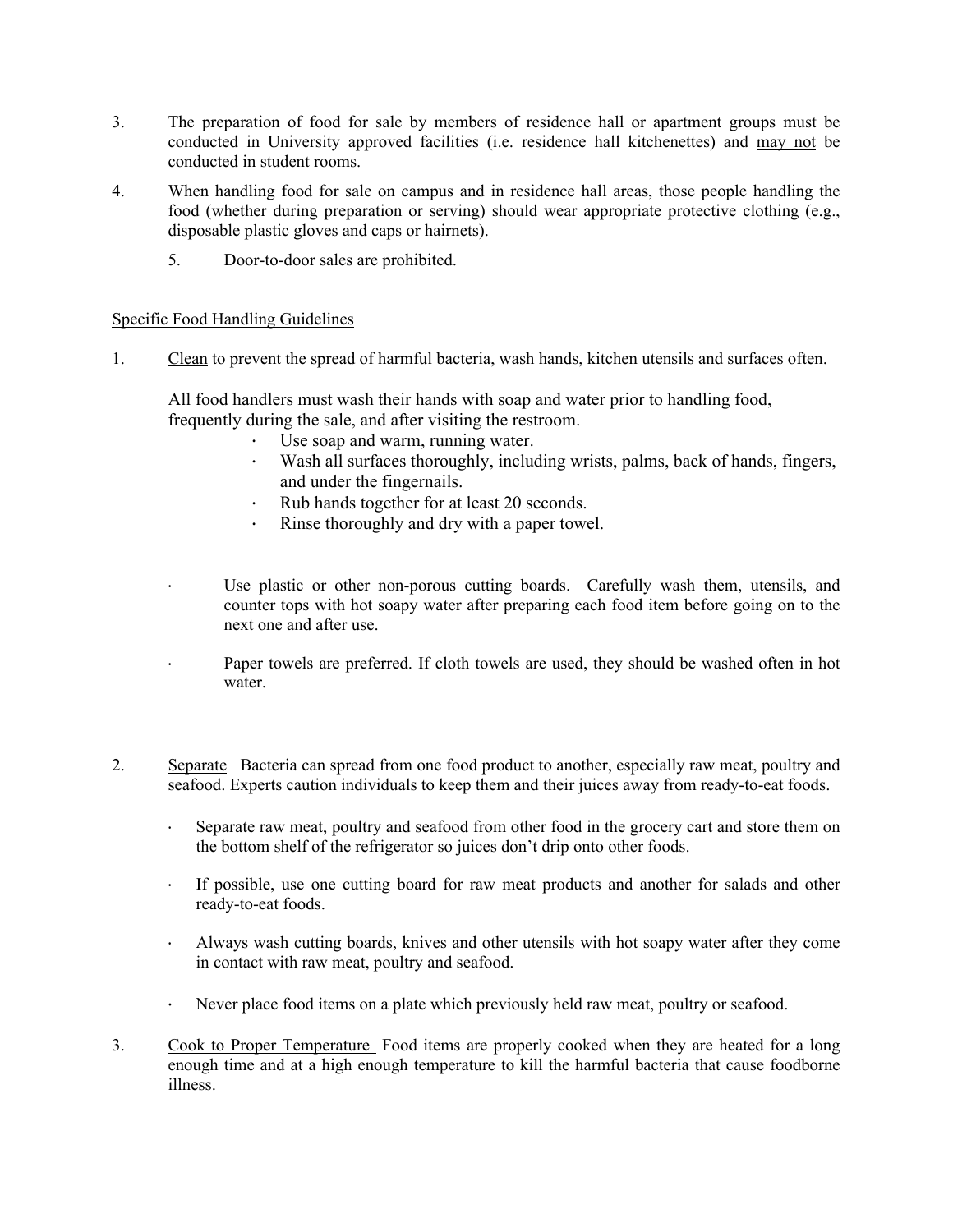3. The preparation of food for sale by members of residence hall or apartment groups must be conducted in University approved facilities (i.e. residence hall kitchenettes) and <u>may not</u> be conducted in student rooms.

4. When handling food for sale on campus and in residence hall areas, those people handling the food (whether during preparation or serving) should wear appropriate protective clothing (e.g., disposable plastic gloves and caps or hairnets).

5. Door-to-door sales are prohibited.

<u>Specific Food Handling Guidelines</u>

1. <u>Clean</u> to prevent the spread of harmful bacteria, wash hands, kitchen utensils and surfaces often.

   All food handlers must wash their hands with soap and water prior to handling food, frequently during the sale, and after visiting the restroom.

   - Use soap and warm, running water.
   - Wash all surfaces thoroughly, including wrists, palms, back of hands, fingers, and under the fingernails.
   - Rub hands together for at least 20 seconds.
   - Rinse thoroughly and dry with a paper towel.

   - Use plastic or other non-porous cutting boards. Carefully wash them, utensils, and counter tops with hot soapy water after preparing each food item before going on to the next one and after use.
   - Paper towels are preferred. If cloth towels are used, they should be washed often in hot water.

2. <u>Separate</u> Bacteria can spread from one food product to another, especially raw meat, poultry and seafood. Experts caution individuals to keep them and their juices away from ready-to-eat foods.

   - Separate raw meat, poultry and seafood from other food in the grocery cart and store them on the bottom shelf of the refrigerator so juices don't drip onto other foods.
   - If possible, use one cutting board for raw meat products and another for salads and other ready-to-eat foods.
   - Always wash cutting boards, knives and other utensils with hot soapy water after they come in contact with raw meat, poultry and seafood.
   - Never place food items on a plate which previously held raw meat, poultry or seafood.

3. <u>Cook to Proper Temperature</u> Food items are properly cooked when they are heated for a long enough time and at a high enough temperature to kill the harmful bacteria that cause foodborne illness.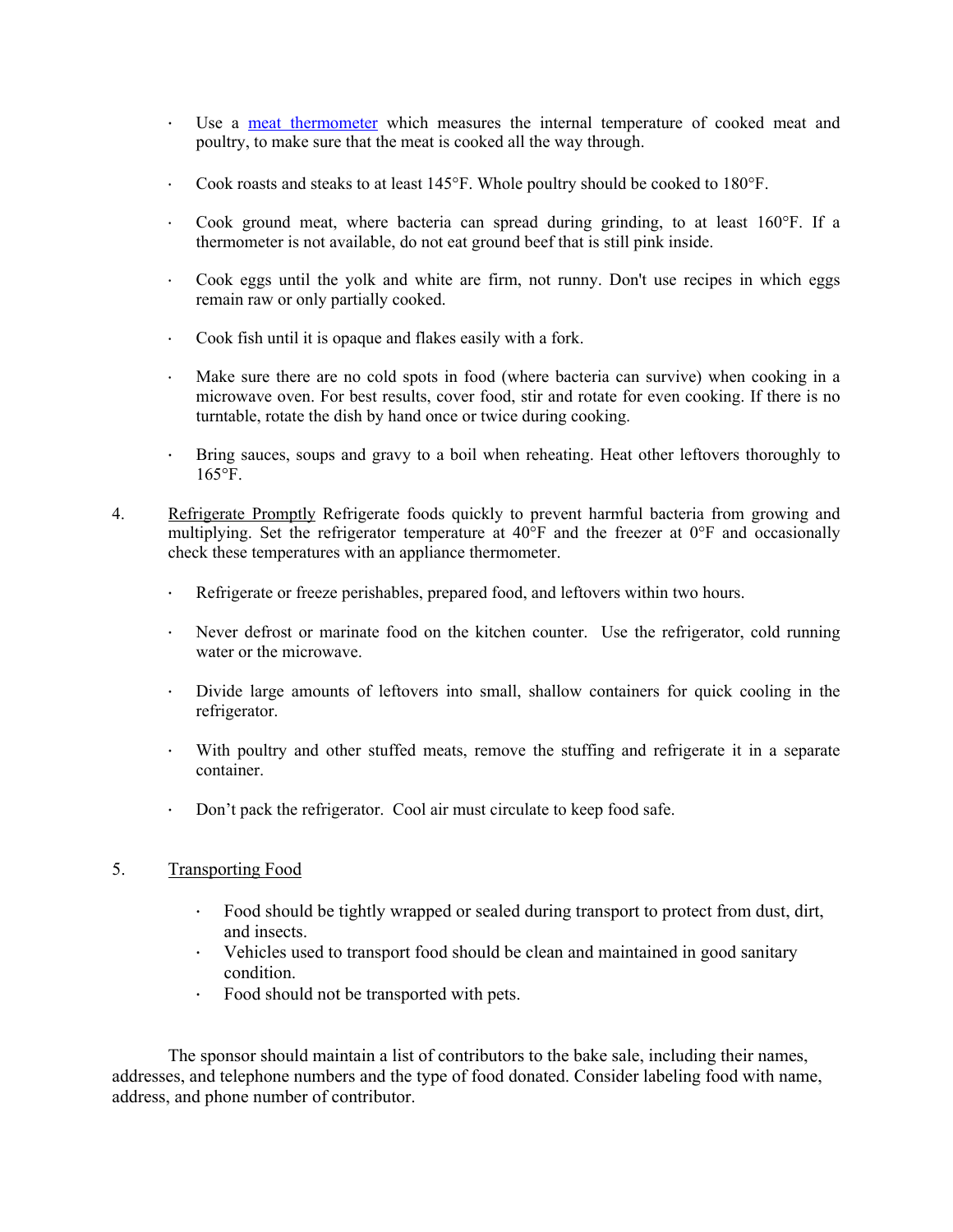- Use a meat thermometer which measures the internal temperature of cooked meat and poultry, to make sure that the meat is cooked all the way through.

- Cook roasts and steaks to at least 145°F. Whole poultry should be cooked to 180°F.

- Cook ground meat, where bacteria can spread during grinding, to at least 160°F. If a thermometer is not available, do not eat ground beef that is still pink inside.

- Cook eggs until the yolk and white are firm, not runny. Don't use recipes in which eggs remain raw or only partially cooked.

- Cook fish until it is opaque and flakes easily with a fork.

- Make sure there are no cold spots in food (where bacteria can survive) when cooking in a microwave oven. For best results, cover food, stir and rotate for even cooking. If there is no turntable, rotate the dish by hand once or twice during cooking.

- Bring sauces, soups and gravy to a boil when reheating. Heat other leftovers thoroughly to 165°F.

4. Refrigerate Promptly Refrigerate foods quickly to prevent harmful bacteria from growing and multiplying. Set the refrigerator temperature at 40°F and the freezer at 0°F and occasionally check these temperatures with an appliance thermometer.

   - Refrigerate or freeze perishables, prepared food, and leftovers within two hours.

   - Never defrost or marinate food on the kitchen counter. Use the refrigerator, cold running water or the microwave.

   - Divide large amounts of leftovers into small, shallow containers for quick cooling in the refrigerator.

   - With poultry and other stuffed meats, remove the stuffing and refrigerate it in a separate container.

   - Don't pack the refrigerator. Cool air must circulate to keep food safe.

5. Transporting Food

   - Food should be tightly wrapped or sealed during transport to protect from dust, dirt, and insects.
   - Vehicles used to transport food should be clean and maintained in good sanitary condition.
   - Food should not be transported with pets.

The sponsor should maintain a list of contributors to the bake sale, including their names, addresses, and telephone numbers and the type of food donated. Consider labeling food with name, address, and phone number of contributor.